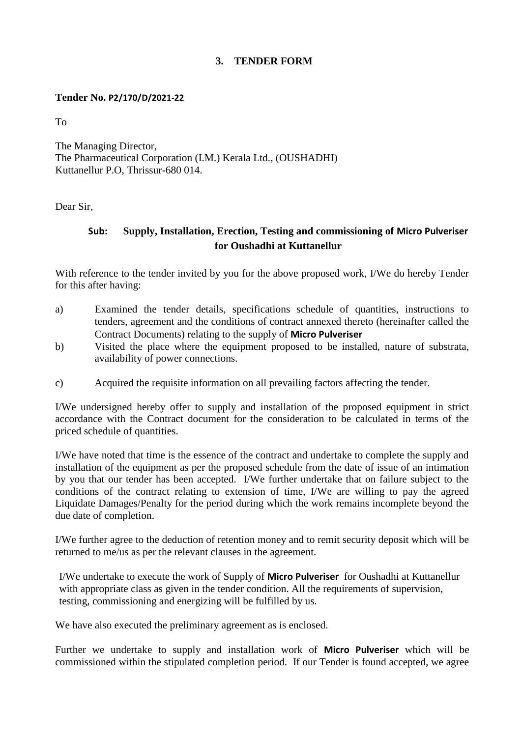## 3. TENDER FORM

**Tender No. P2/170/D/2021-22**

To

The Managing Director,
The Pharmaceutical Corporation (I.M.) Kerala Ltd., (OUSHADHI)
Kuttanellur P.O, Thrissur-680 014.

Dear Sir,

**Sub: Supply, Installation, Erection, Testing and commissioning of Micro Pulveriser for Oushadhi at Kuttanellur**

With reference to the tender invited by you for the above proposed work, I/We do hereby Tender for this after having:

a) Examined the tender details, specifications schedule of quantities, instructions to tenders, agreement and the conditions of contract annexed thereto (hereinafter called the Contract Documents) relating to the supply of **Micro Pulveriser**

b) Visited the place where the equipment proposed to be installed, nature of substrata, availability of power connections.

c) Acquired the requisite information on all prevailing factors affecting the tender.

I/We undersigned hereby offer to supply and installation of the proposed equipment in strict accordance with the Contract document for the consideration to be calculated in terms of the priced schedule of quantities.

I/We have noted that time is the essence of the contract and undertake to complete the supply and installation of the equipment as per the proposed schedule from the date of issue of an intimation by you that our tender has been accepted. I/We further undertake that on failure subject to the conditions of the contract relating to extension of time, I/We are willing to pay the agreed Liquidate Damages/Penalty for the period during which the work remains incomplete beyond the due date of completion.

I/We further agree to the deduction of retention money and to remit security deposit which will be returned to me/us as per the relevant clauses in the agreement.

I/We undertake to execute the work of Supply of **Micro Pulveriser** for Oushadhi at Kuttanellur with appropriate class as given in the tender condition. All the requirements of supervision, testing, commissioning and energizing will be fulfilled by us.

We have also executed the preliminary agreement as is enclosed.

Further we undertake to supply and installation work of **Micro Pulveriser** which will be commissioned within the stipulated completion period. If our Tender is found accepted, we agree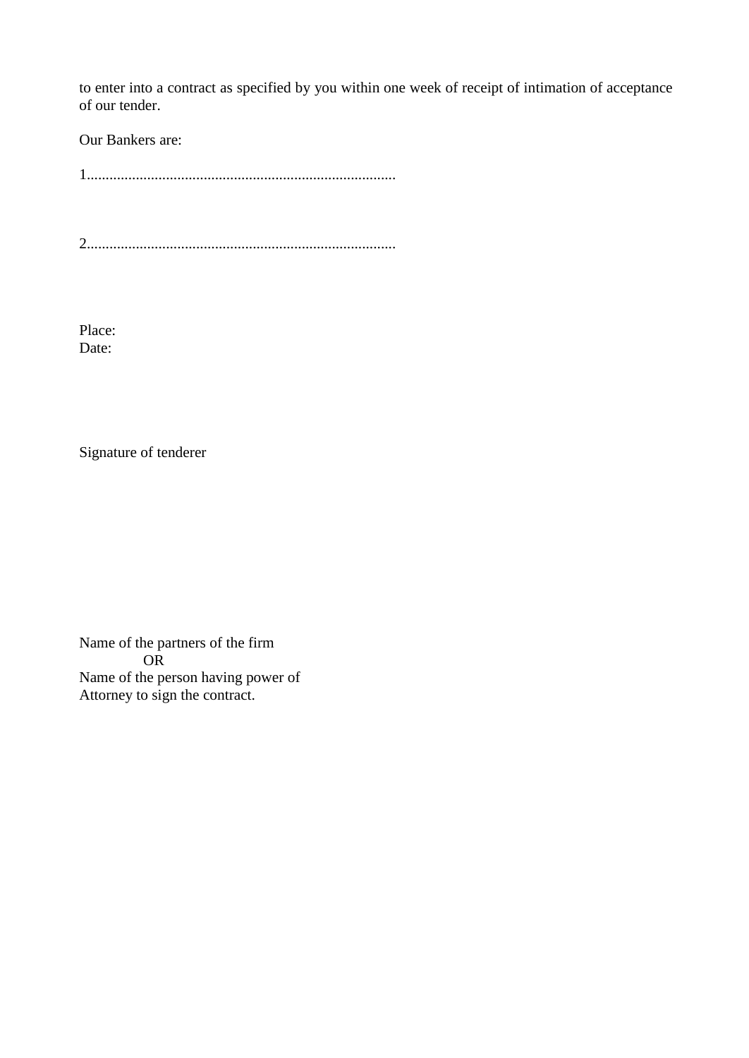to enter into a contract as specified by you within one week of receipt of intimation of acceptance of our tender.

Our Bankers are:

1...................................................................................

2...................................................................................

Place:
Date:

Signature of tenderer

Name of the partners of the firm
OR
Name of the person having power of
Attorney to sign the contract.